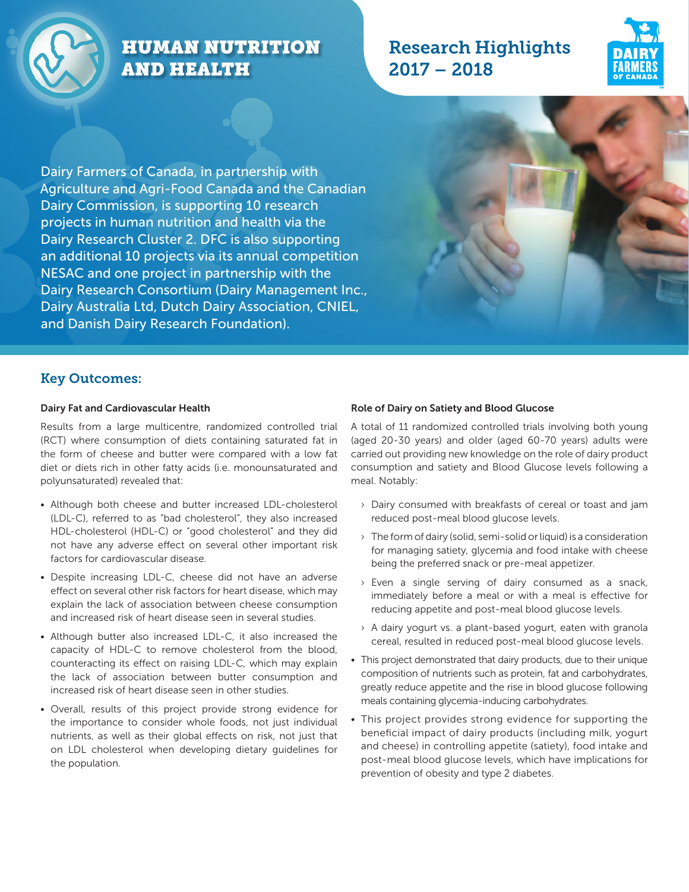# HUMAN NUTRITION AND HEALTH

## Research Highlights 2017 – 2018

Dairy Farmers of Canada, in partnership with Agriculture and Agri-Food Canada and the Canadian Dairy Commission, is supporting 10 research projects in human nutrition and health via the Dairy Research Cluster 2. DFC is also supporting an additional 10 projects via its annual competition NESAC and one project in partnership with the Dairy Research Consortium (Dairy Management Inc., Dairy Australia Ltd, Dutch Dairy Association, CNIEL, and Danish Dairy Research Foundation).

## Key Outcomes:

### Dairy Fat and Cardiovascular Health

Results from a large multicentre, randomized controlled trial (RCT) where consumption of diets containing saturated fat in the form of cheese and butter were compared with a low fat diet or diets rich in other fatty acids (i.e. monounsaturated and polyunsaturated) revealed that:

- Although both cheese and butter increased LDL-cholesterol (LDL-C), referred to as "bad cholesterol", they also increased HDL-cholesterol (HDL-C) or "good cholesterol" and they did not have any adverse effect on several other important risk factors for cardiovascular disease.
- Despite increasing LDL-C, cheese did not have an adverse effect on several other risk factors for heart disease, which may explain the lack of association between cheese consumption and increased risk of heart disease seen in several studies.
- Although butter also increased LDL-C, it also increased the capacity of HDL-C to remove cholesterol from the blood, counteracting its effect on raising LDL-C, which may explain the lack of association between butter consumption and increased risk of heart disease seen in other studies.
- Overall, results of this project provide strong evidence for the importance to consider whole foods, not just individual nutrients, as well as their global effects on risk, not just that on LDL cholesterol when developing dietary guidelines for the population.

### Role of Dairy on Satiety and Blood Glucose

A total of 11 randomized controlled trials involving both young (aged 20-30 years) and older (aged 60-70 years) adults were carried out providing new knowledge on the role of dairy product consumption and satiety and Blood Glucose levels following a meal. Notably:

- Dairy consumed with breakfasts of cereal or toast and jam reduced post-meal blood glucose levels.
- The form of dairy (solid, semi-solid or liquid) is a consideration for managing satiety, glycemia and food intake with cheese being the preferred snack or pre-meal appetizer.
- Even a single serving of dairy consumed as a snack, immediately before a meal or with a meal is effective for reducing appetite and post-meal blood glucose levels.
- A dairy yogurt vs. a plant-based yogurt, eaten with granola cereal, resulted in reduced post-meal blood glucose levels.

- This project demonstrated that dairy products, due to their unique composition of nutrients such as protein, fat and carbohydrates, greatly reduce appetite and the rise in blood glucose following meals containing glycemia-inducing carbohydrates.
- This project provides strong evidence for supporting the beneficial impact of dairy products (including milk, yogurt and cheese) in controlling appetite (satiety), food intake and post-meal blood glucose levels, which have implications for prevention of obesity and type 2 diabetes.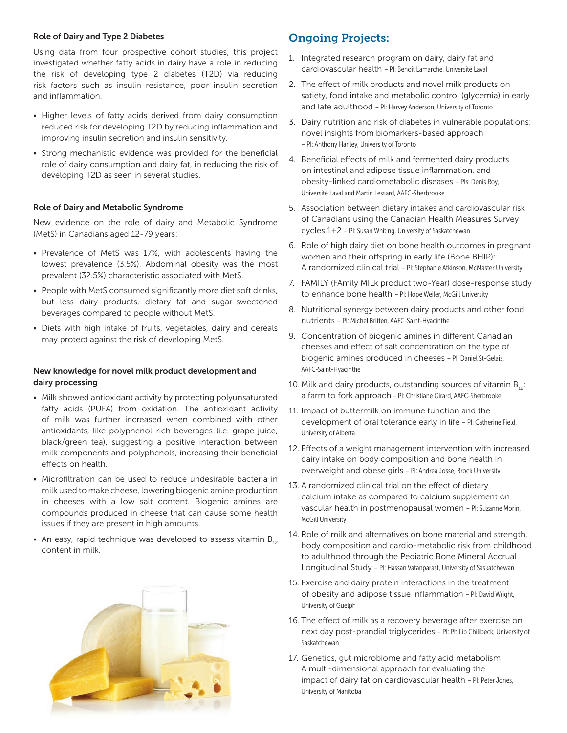### Role of Dairy and Type 2 Diabetes

Using data from four prospective cohort studies, this project investigated whether fatty acids in dairy have a role in reducing the risk of developing type 2 diabetes (T2D) via reducing risk factors such as insulin resistance, poor insulin secretion and inflammation.

- Higher levels of fatty acids derived from dairy consumption reduced risk for developing T2D by reducing inflammation and improving insulin secretion and insulin sensitivity.
- Strong mechanistic evidence was provided for the beneficial role of dairy consumption and dairy fat, in reducing the risk of developing T2D as seen in several studies.

### Role of Dairy and Metabolic Syndrome

New evidence on the role of dairy and Metabolic Syndrome (MetS) in Canadians aged 12-79 years:

- Prevalence of MetS was 17%, with adolescents having the lowest prevalence (3.5%). Abdominal obesity was the most prevalent (32.5%) characteristic associated with MetS.
- People with MetS consumed significantly more diet soft drinks, but less dairy products, dietary fat and sugar-sweetened beverages compared to people without MetS.
- Diets with high intake of fruits, vegetables, dairy and cereals may protect against the risk of developing MetS.

### New knowledge for novel milk product development and dairy processing

- Milk showed antioxidant activity by protecting polyunsaturated fatty acids (PUFA) from oxidation. The antioxidant activity of milk was further increased when combined with other antioxidants, like polyphenol-rich beverages (i.e. grape juice, black/green tea), suggesting a positive interaction between milk components and polyphenols, increasing their beneficial effects on health.
- Microfiltration can be used to reduce undesirable bacteria in milk used to make cheese, lowering biogenic amine production in cheeses with a low salt content. Biogenic amines are compounds produced in cheese that can cause some health issues if they are present in high amounts.
- An easy, rapid technique was developed to assess vitamin $B_{12}$ content in milk.

## Ongoing Projects:

1. Integrated research program on dairy, dairy fat and cardiovascular health – PI: Benoît Lamarche, Université Laval
2. The effect of milk products and novel milk products on satiety, food intake and metabolic control (glycemia) in early and late adulthood – PI: Harvey Anderson, University of Toronto
3. Dairy nutrition and risk of diabetes in vulnerable populations: novel insights from biomarkers-based approach – PI: Anthony Hanley, University of Toronto
4. Beneficial effects of milk and fermented dairy products on intestinal and adipose tissue inflammation, and obesity-linked cardiometabolic diseases – PIs: Denis Roy, Université Laval and Martin Lessard, AAFC-Sherbrooke
5. Association between dietary intakes and cardiovascular risk of Canadians using the Canadian Health Measures Survey cycles 1+2 – PI: Susan Whiting, University of Saskatchewan
6. Role of high dairy diet on bone health outcomes in pregnant women and their offspring in early life (Bone BHIP): A randomized clinical trial – PI: Stephanie Atkinson, McMaster University
7. FAMILY (FAmily MILk product two-Year) dose-response study to enhance bone health – PI: Hope Weiler, McGill University
8. Nutritional synergy between dairy products and other food nutrients – PI: Michel Britten, AAFC-Saint-Hyacinthe
9. Concentration of biogenic amines in different Canadian cheeses and effect of salt concentration on the type of biogenic amines produced in cheeses – PI: Daniel St-Gelais, AAFC-Saint-Hyacinthe
10. Milk and dairy products, outstanding sources of vitamin $B_{12}$: a farm to fork approach – PI: Christiane Girard, AAFC-Sherbrooke
11. Impact of buttermilk on immune function and the development of oral tolerance early in life – PI: Catherine Field, University of Alberta
12. Effects of a weight management intervention with increased dairy intake on body composition and bone health in overweight and obese girls – PI: Andrea Josse, Brock University
13. A randomized clinical trial on the effect of dietary calcium intake as compared to calcium supplement on vascular health in postmenopausal women – PI: Suzanne Morin, McGill University
14. Role of milk and alternatives on bone material and strength, body composition and cardio-metabolic risk from childhood to adulthood through the Pediatric Bone Mineral Accrual Longitudinal Study – PI: Hassan Vatanparast, University of Saskatchewan
15. Exercise and dairy protein interactions in the treatment of obesity and adipose tissue inflammation – PI: David Wright, University of Guelph
16. The effect of milk as a recovery beverage after exercise on next day post-prandial triglycerides – PI: Phillip Chilibeck, University of Saskatchewan
17. Genetics, gut microbiome and fatty acid metabolism: A multi-dimensional approach for evaluating the impact of dairy fat on cardiovascular health – PI: Peter Jones, University of Manitoba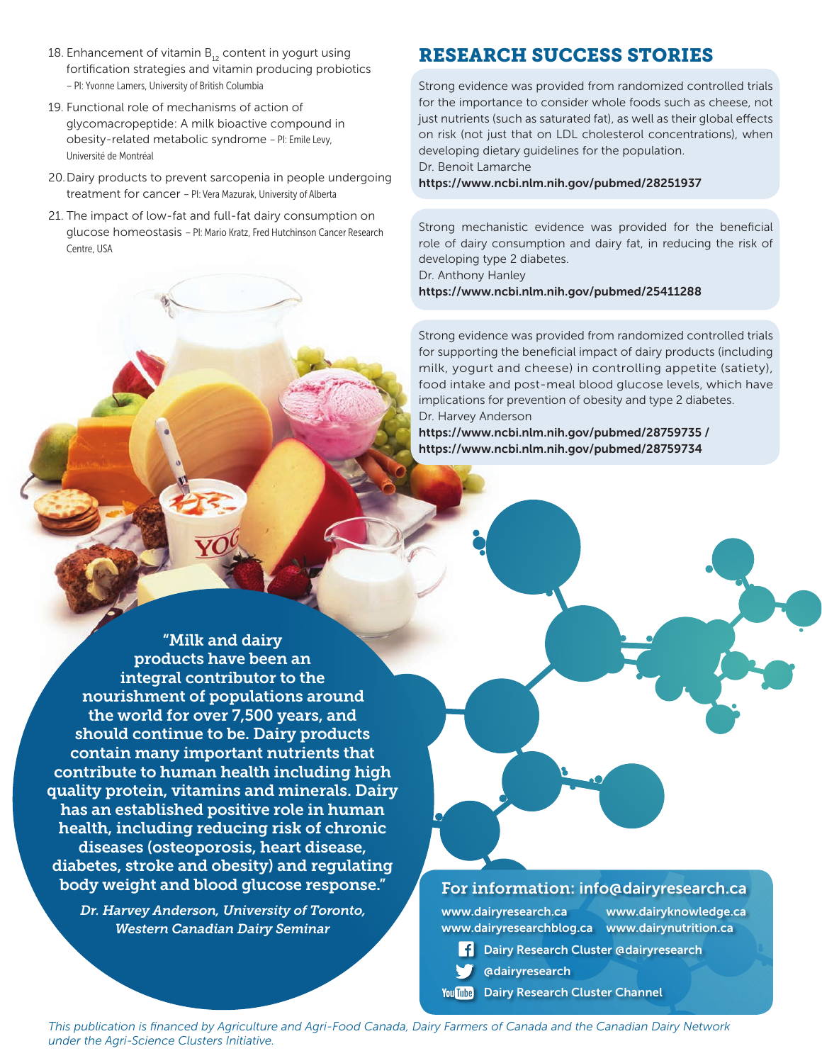18. Enhancement of vitamin $B_{12}$ content in yogurt using fortification strategies and vitamin producing probiotics – PI: Yvonne Lamers, University of British Columbia
19. Functional role of mechanisms of action of glycomacropeptide: A milk bioactive compound in obesity-related metabolic syndrome – PI: Emile Levy, Université de Montréal
20. Dairy products to prevent sarcopenia in people undergoing treatment for cancer – PI: Vera Mazurak, University of Alberta
21. The impact of low-fat and full-fat dairy consumption on glucose homeostasis – PI: Mario Kratz, Fred Hutchinson Cancer Research Centre, USA

> "Milk and dairy products have been an integral contributor to the nourishment of populations around the world for over 7,500 years, and should continue to be. Dairy products contain many important nutrients that contribute to human health including high quality protein, vitamins and minerals. Dairy has an established positive role in human health, including reducing risk of chronic diseases (osteoporosis, heart disease, diabetes, stroke and obesity) and regulating body weight and blood glucose response."
>
> *Dr. Harvey Anderson, University of Toronto, Western Canadian Dairy Seminar*

## RESEARCH SUCCESS STORIES

Strong evidence was provided from randomized controlled trials for the importance to consider whole foods such as cheese, not just nutrients (such as saturated fat), as well as their global effects on risk (not just that on LDL cholesterol concentrations), when developing dietary guidelines for the population.
Dr. Benoit Lamarche
**https://www.ncbi.nlm.nih.gov/pubmed/28251937**

Strong mechanistic evidence was provided for the beneficial role of dairy consumption and dairy fat, in reducing the risk of developing type 2 diabetes.
Dr. Anthony Hanley
**https://www.ncbi.nlm.nih.gov/pubmed/25411288**

Strong evidence was provided from randomized controlled trials for supporting the beneficial impact of dairy products (including milk, yogurt and cheese) in controlling appetite (satiety), food intake and post-meal blood glucose levels, which have implications for prevention of obesity and type 2 diabetes.
Dr. Harvey Anderson
**https://www.ncbi.nlm.nih.gov/pubmed/28759735 / https://www.ncbi.nlm.nih.gov/pubmed/28759734**

### For information: info@dairyresearch.ca

www.dairyresearch.ca
www.dairyknowledge.ca
www.dairyresearchblog.ca
www.dairynutrition.ca

Dairy Research Cluster @dairyresearch
@dairyresearch
Dairy Research Cluster Channel

*This publication is financed by Agriculture and Agri-Food Canada, Dairy Farmers of Canada and the Canadian Dairy Network under the Agri-Science Clusters Initiative.*